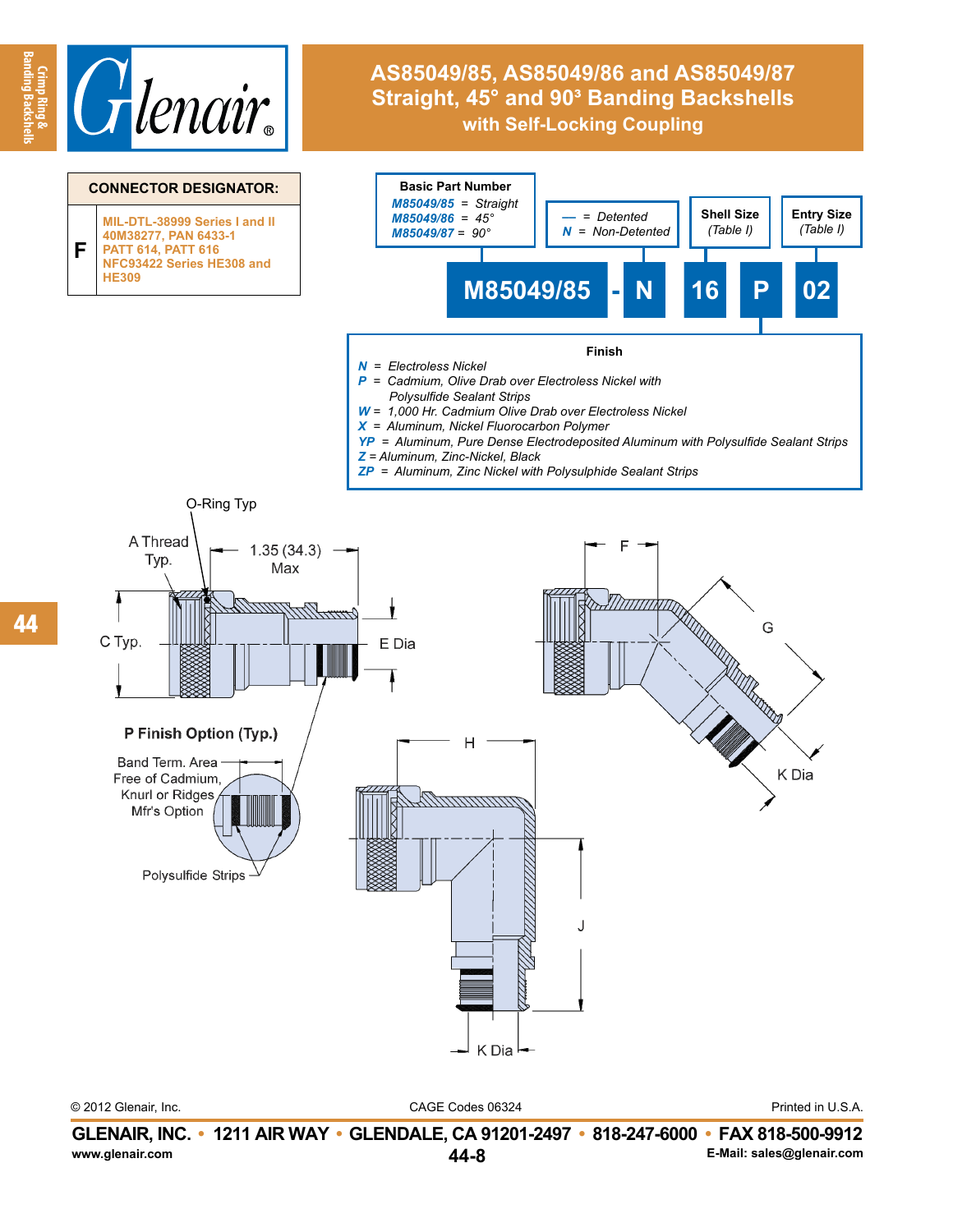# AS85049/85, AS85049/86 and AS85049/87 Straight, 45° and 90° Banding Backshells with Self-Locking Coupling

| CONNECTOR DESIGNATOR: | |
|---|---|
| F | MIL-DTL-38999 Series I and II 40M38277, PAN 6433-1 PATT 614, PATT 616 NFC93422 Series HE308 and HE309 |

**M85049/85 - N 16 P 02**

**Basic Part Number**
- *M85049/85* = Straight
- *M85049/86* = 45°
- *M85049/87* = 90°

- — = Detented
- N = Non-Detented

**Shell Size** (Table I)

**Entry Size** (Table I)

**Finish**
- *N* = Electroless Nickel
- *P* = Cadmium, Olive Drab over Electroless Nickel with Polysulfide Sealant Strips
- *W* = 1,000 Hr. Cadmium Olive Drab over Electroless Nickel
- *X* = Aluminum, Nickel Fluorocarbon Polymer
- *YP* = Aluminum, Pure Dense Electrodeposited Aluminum with Polysulfide Sealant Strips
- *Z* = Aluminum, Zinc-Nickel, Black
- *ZP* = Aluminum, Zinc Nickel with Polysulphide Sealant Strips

O-Ring Typ

A Thread Typ.

1.35 (34.3) Max

C Typ.

E Dia

F

G

K Dia

H

J

K Dia

**P Finish Option (Typ.)**

Band Term. Area Free of Cadmium, Knurl or Ridges Mfr's Option

Polysulfide Strips

© 2012 Glenair, Inc. CAGE Codes 06324 Printed in U.S.A.

**GLENAIR, INC. • 1211 AIR WAY • GLENDALE, CA 91201-2497 • 818-247-6000 • FAX 818-500-9912**

www.glenair.com E-Mail: sales@glenair.com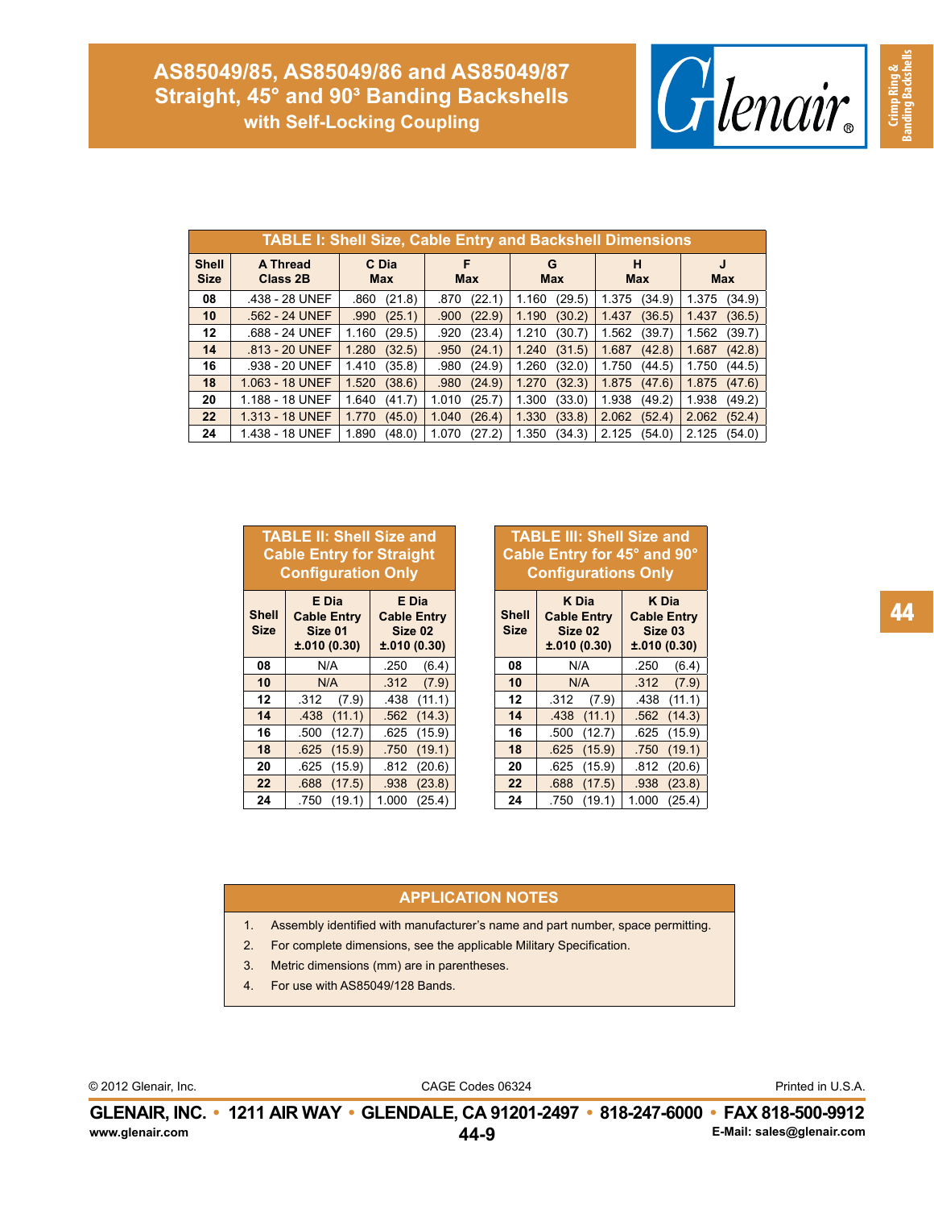# AS85049/85, AS85049/86 and AS85049/87 Straight, 45° and 90³ Banding Backshells with Self-Locking Coupling

| TABLE I: Shell Size, Cable Entry and Backshell Dimensions | | | | | | |
|---|---|---|---|---|---|---|
| Shell Size | A Thread Class 2B | C Dia Max | F Max | G Max | H Max | J Max |
| 08 | .438 - 28 UNEF | .860 (21.8) | .870 (22.1) | 1.160 (29.5) | 1.375 (34.9) | 1.375 (34.9) |
| 10 | .562 - 24 UNEF | .990 (25.1) | .900 (22.9) | 1.190 (30.2) | 1.437 (36.5) | 1.437 (36.5) |
| 12 | .688 - 24 UNEF | 1.160 (29.5) | .920 (23.4) | 1.210 (30.7) | 1.562 (39.7) | 1.562 (39.7) |
| 14 | .813 - 20 UNEF | 1.280 (32.5) | .950 (24.1) | 1.240 (31.5) | 1.687 (42.8) | 1.687 (42.8) |
| 16 | .938 - 20 UNEF | 1.410 (35.8) | .980 (24.9) | 1.260 (32.0) | 1.750 (44.5) | 1.750 (44.5) |
| 18 | 1.063 - 18 UNEF | 1.520 (38.6) | .980 (24.9) | 1.270 (32.3) | 1.875 (47.6) | 1.875 (47.6) |
| 20 | 1.188 - 18 UNEF | 1.640 (41.7) | 1.010 (25.7) | 1.300 (33.0) | 1.938 (49.2) | 1.938 (49.2) |
| 22 | 1.313 - 18 UNEF | 1.770 (45.0) | 1.040 (26.4) | 1.330 (33.8) | 2.062 (52.4) | 2.062 (52.4) |
| 24 | 1.438 - 18 UNEF | 1.890 (48.0) | 1.070 (27.2) | 1.350 (34.3) | 2.125 (54.0) | 2.125 (54.0) |

| TABLE II: Shell Size and Cable Entry for Straight Configuration Only | | |
|---|---|---|
| Shell Size | E Dia Cable Entry Size 01 ±.010 (0.30) | E Dia Cable Entry Size 02 ±.010 (0.30) |
| 08 | N/A | .250 (6.4) |
| 10 | N/A | .312 (7.9) |
| 12 | .312 (7.9) | .438 (11.1) |
| 14 | .438 (11.1) | .562 (14.3) |
| 16 | .500 (12.7) | .625 (15.9) |
| 18 | .625 (15.9) | .750 (19.1) |
| 20 | .625 (15.9) | .812 (20.6) |
| 22 | .688 (17.5) | .938 (23.8) |
| 24 | .750 (19.1) | 1.000 (25.4) |

| TABLE III: Shell Size and Cable Entry for 45° and 90° Configurations Only | | |
|---|---|---|
| Shell Size | K Dia Cable Entry Size 02 ±.010 (0.30) | K Dia Cable Entry Size 03 ±.010 (0.30) |
| 08 | N/A | .250 (6.4) |
| 10 | N/A | .312 (7.9) |
| 12 | .312 (7.9) | .438 (11.1) |
| 14 | .438 (11.1) | .562 (14.3) |
| 16 | .500 (12.7) | .625 (15.9) |
| 18 | .625 (15.9) | .750 (19.1) |
| 20 | .625 (15.9) | .812 (20.6) |
| 22 | .688 (17.5) | .938 (23.8) |
| 24 | .750 (19.1) | 1.000 (25.4) |

## APPLICATION NOTES

1. Assembly identified with manufacturer's name and part number, space permitting.
2. For complete dimensions, see the applicable Military Specification.
3. Metric dimensions (mm) are in parentheses.
4. For use with AS85049/128 Bands.